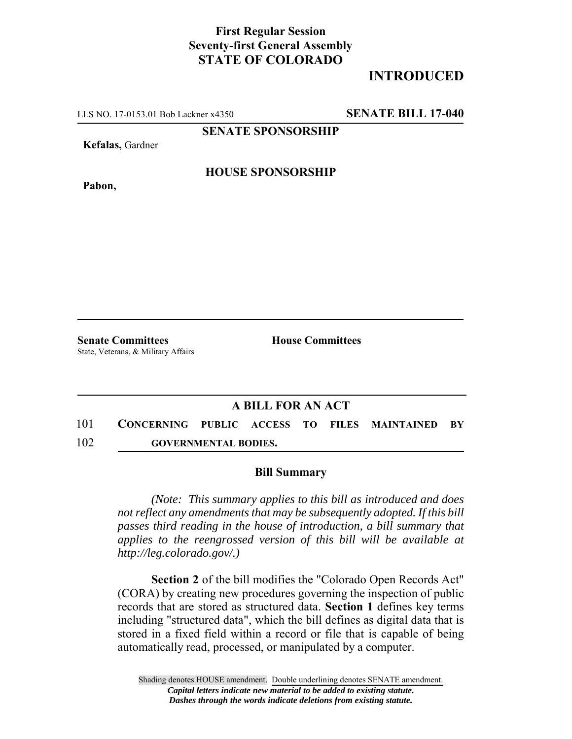**First Regular Session**
**Seventy-first General Assembly**
**STATE OF COLORADO**

**INTRODUCED**

LLS NO. 17-0153.01 Bob Lackner x4350 **SENATE BILL 17-040**

**SENATE SPONSORSHIP**

**Kefalas,** Gardner

**HOUSE SPONSORSHIP**

**Pabon,**

**Senate Committees**
State, Veterans, & Military Affairs

**House Committees**

## A BILL FOR AN ACT

101 **CONCERNING PUBLIC ACCESS TO FILES MAINTAINED BY**
102 **GOVERNMENTAL BODIES.**

### Bill Summary

*(Note: This summary applies to this bill as introduced and does not reflect any amendments that may be subsequently adopted. If this bill passes third reading in the house of introduction, a bill summary that applies to the reengrossed version of this bill will be available at http://leg.colorado.gov/.)*

**Section 2** of the bill modifies the "Colorado Open Records Act" (CORA) by creating new procedures governing the inspection of public records that are stored as structured data. **Section 1** defines key terms including "structured data", which the bill defines as digital data that is stored in a fixed field within a record or file that is capable of being automatically read, processed, or manipulated by a computer.

Shading denotes HOUSE amendment. Double underlining denotes SENATE amendment.
*Capital letters indicate new material to be added to existing statute.*
*Dashes through the words indicate deletions from existing statute.*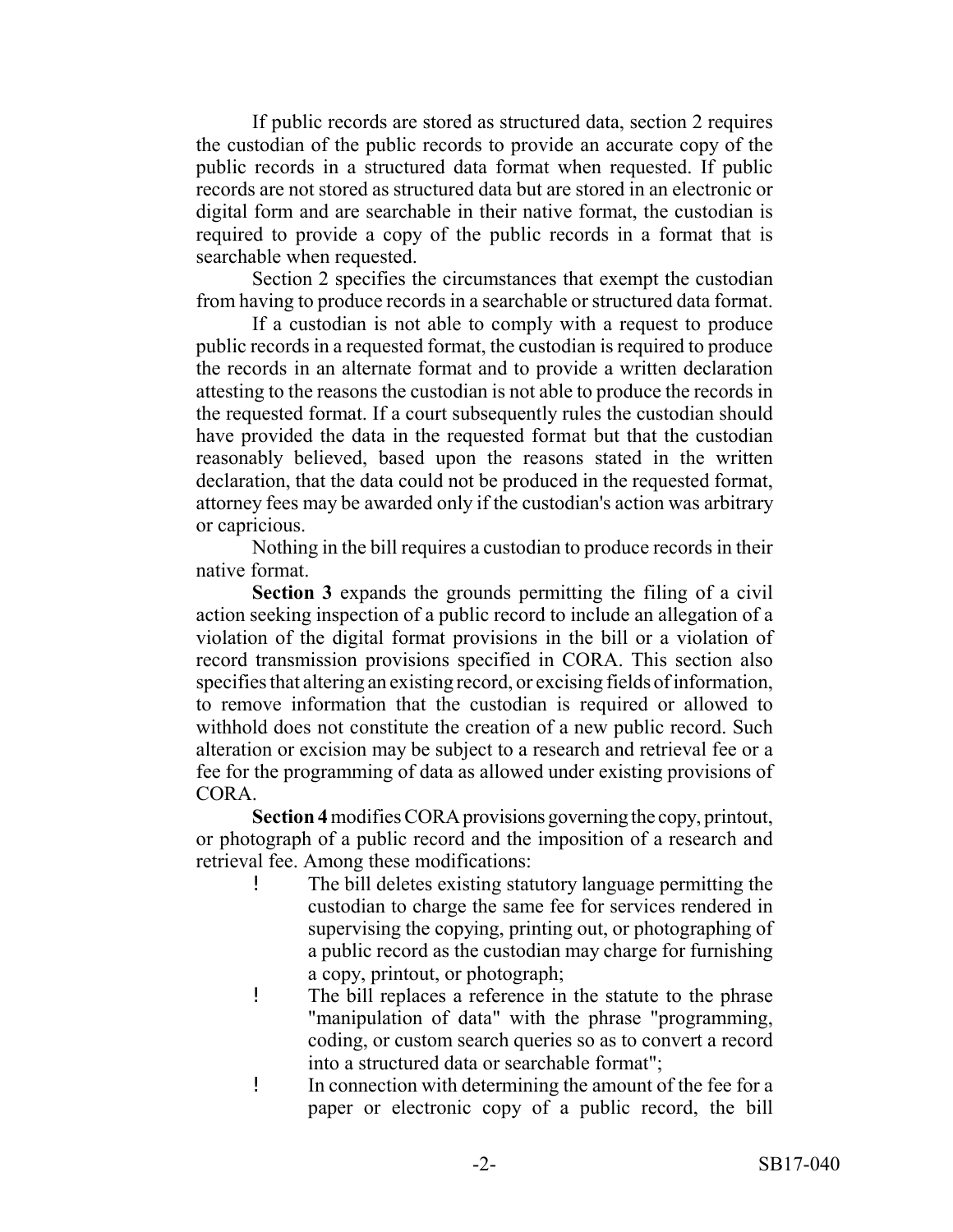If public records are stored as structured data, section 2 requires the custodian of the public records to provide an accurate copy of the public records in a structured data format when requested. If public records are not stored as structured data but are stored in an electronic or digital form and are searchable in their native format, the custodian is required to provide a copy of the public records in a format that is searchable when requested.

Section 2 specifies the circumstances that exempt the custodian from having to produce records in a searchable or structured data format.

If a custodian is not able to comply with a request to produce public records in a requested format, the custodian is required to produce the records in an alternate format and to provide a written declaration attesting to the reasons the custodian is not able to produce the records in the requested format. If a court subsequently rules the custodian should have provided the data in the requested format but that the custodian reasonably believed, based upon the reasons stated in the written declaration, that the data could not be produced in the requested format, attorney fees may be awarded only if the custodian's action was arbitrary or capricious.

Nothing in the bill requires a custodian to produce records in their native format.

**Section 3** expands the grounds permitting the filing of a civil action seeking inspection of a public record to include an allegation of a violation of the digital format provisions in the bill or a violation of record transmission provisions specified in CORA. This section also specifies that altering an existing record, or excising fields of information, to remove information that the custodian is required or allowed to withhold does not constitute the creation of a new public record. Such alteration or excision may be subject to a research and retrieval fee or a fee for the programming of data as allowed under existing provisions of CORA.

**Section 4** modifies CORA provisions governing the copy, printout, or photograph of a public record and the imposition of a research and retrieval fee. Among these modifications:

- The bill deletes existing statutory language permitting the custodian to charge the same fee for services rendered in supervising the copying, printing out, or photographing of a public record as the custodian may charge for furnishing a copy, printout, or photograph;
- The bill replaces a reference in the statute to the phrase "manipulation of data" with the phrase "programming, coding, or custom search queries so as to convert a record into a structured data or searchable format";
- In connection with determining the amount of the fee for a paper or electronic copy of a public record, the bill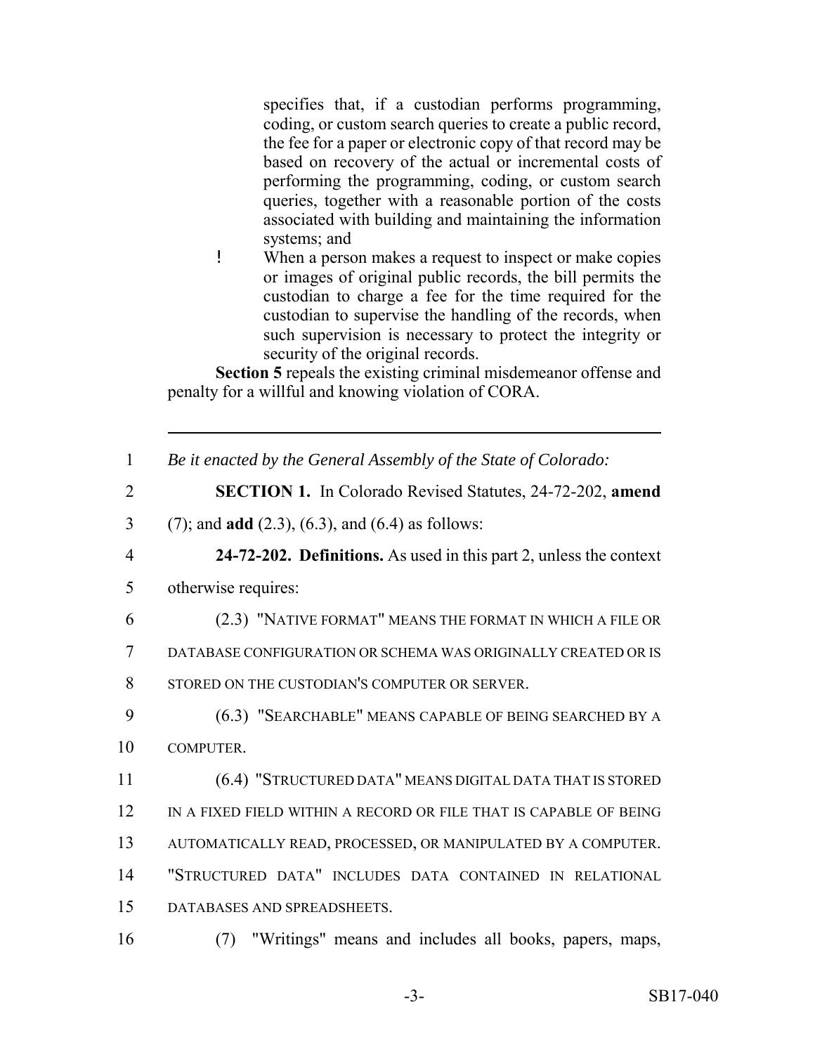specifies that, if a custodian performs programming, coding, or custom search queries to create a public record, the fee for a paper or electronic copy of that record may be based on recovery of the actual or incremental costs of performing the programming, coding, or custom search queries, together with a reasonable portion of the costs associated with building and maintaining the information systems; and

- When a person makes a request to inspect or make copies or images of original public records, the bill permits the custodian to charge a fee for the time required for the custodian to supervise the handling of the records, when such supervision is necessary to protect the integrity or security of the original records.

**Section 5** repeals the existing criminal misdemeanor offense and penalty for a willful and knowing violation of CORA.

---

1 *Be it enacted by the General Assembly of the State of Colorado:*

2 **SECTION 1.** In Colorado Revised Statutes, 24-72-202, **amend**

3 (7); and **add** (2.3), (6.3), and (6.4) as follows:

4 **24-72-202. Definitions.** As used in this part 2, unless the context

5 otherwise requires:

6 (2.3) "NATIVE FORMAT" MEANS THE FORMAT IN WHICH A FILE OR

7 DATABASE CONFIGURATION OR SCHEMA WAS ORIGINALLY CREATED OR IS

8 STORED ON THE CUSTODIAN'S COMPUTER OR SERVER.

9 (6.3) "SEARCHABLE" MEANS CAPABLE OF BEING SEARCHED BY A

10 COMPUTER.

11 (6.4) "STRUCTURED DATA" MEANS DIGITAL DATA THAT IS STORED

12 IN A FIXED FIELD WITHIN A RECORD OR FILE THAT IS CAPABLE OF BEING

13 AUTOMATICALLY READ, PROCESSED, OR MANIPULATED BY A COMPUTER.

14 "STRUCTURED DATA" INCLUDES DATA CONTAINED IN RELATIONAL

15 DATABASES AND SPREADSHEETS.

16 (7) "Writings" means and includes all books, papers, maps,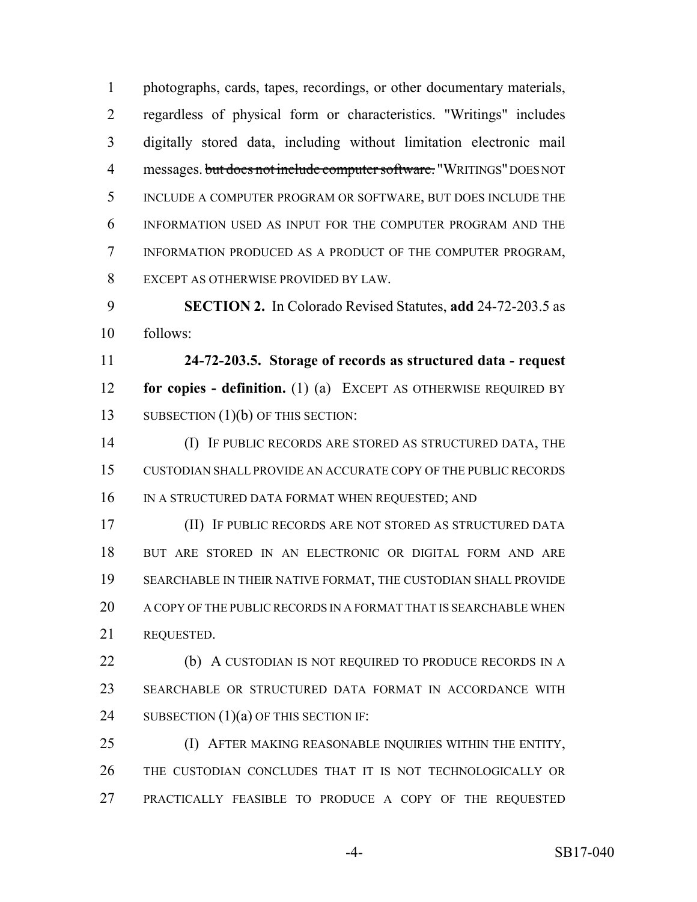photographs, cards, tapes, recordings, or other documentary materials, regardless of physical form or characteristics. "Writings" includes digitally stored data, including without limitation electronic mail messages. ~~but does not include computer software.~~ "WRITINGS" DOES NOT INCLUDE A COMPUTER PROGRAM OR SOFTWARE, BUT DOES INCLUDE THE INFORMATION USED AS INPUT FOR THE COMPUTER PROGRAM AND THE INFORMATION PRODUCED AS A PRODUCT OF THE COMPUTER PROGRAM, EXCEPT AS OTHERWISE PROVIDED BY LAW.

**SECTION 2.** In Colorado Revised Statutes, **add** 24-72-203.5 as follows:

**24-72-203.5. Storage of records as structured data - request for copies - definition.** (1) (a) EXCEPT AS OTHERWISE REQUIRED BY SUBSECTION (1)(b) OF THIS SECTION:

(I) IF PUBLIC RECORDS ARE STORED AS STRUCTURED DATA, THE CUSTODIAN SHALL PROVIDE AN ACCURATE COPY OF THE PUBLIC RECORDS IN A STRUCTURED DATA FORMAT WHEN REQUESTED; AND

(II) IF PUBLIC RECORDS ARE NOT STORED AS STRUCTURED DATA BUT ARE STORED IN AN ELECTRONIC OR DIGITAL FORM AND ARE SEARCHABLE IN THEIR NATIVE FORMAT, THE CUSTODIAN SHALL PROVIDE A COPY OF THE PUBLIC RECORDS IN A FORMAT THAT IS SEARCHABLE WHEN REQUESTED.

(b) A CUSTODIAN IS NOT REQUIRED TO PRODUCE RECORDS IN A SEARCHABLE OR STRUCTURED DATA FORMAT IN ACCORDANCE WITH SUBSECTION (1)(a) OF THIS SECTION IF:

(I) AFTER MAKING REASONABLE INQUIRIES WITHIN THE ENTITY, THE CUSTODIAN CONCLUDES THAT IT IS NOT TECHNOLOGICALLY OR PRACTICALLY FEASIBLE TO PRODUCE A COPY OF THE REQUESTED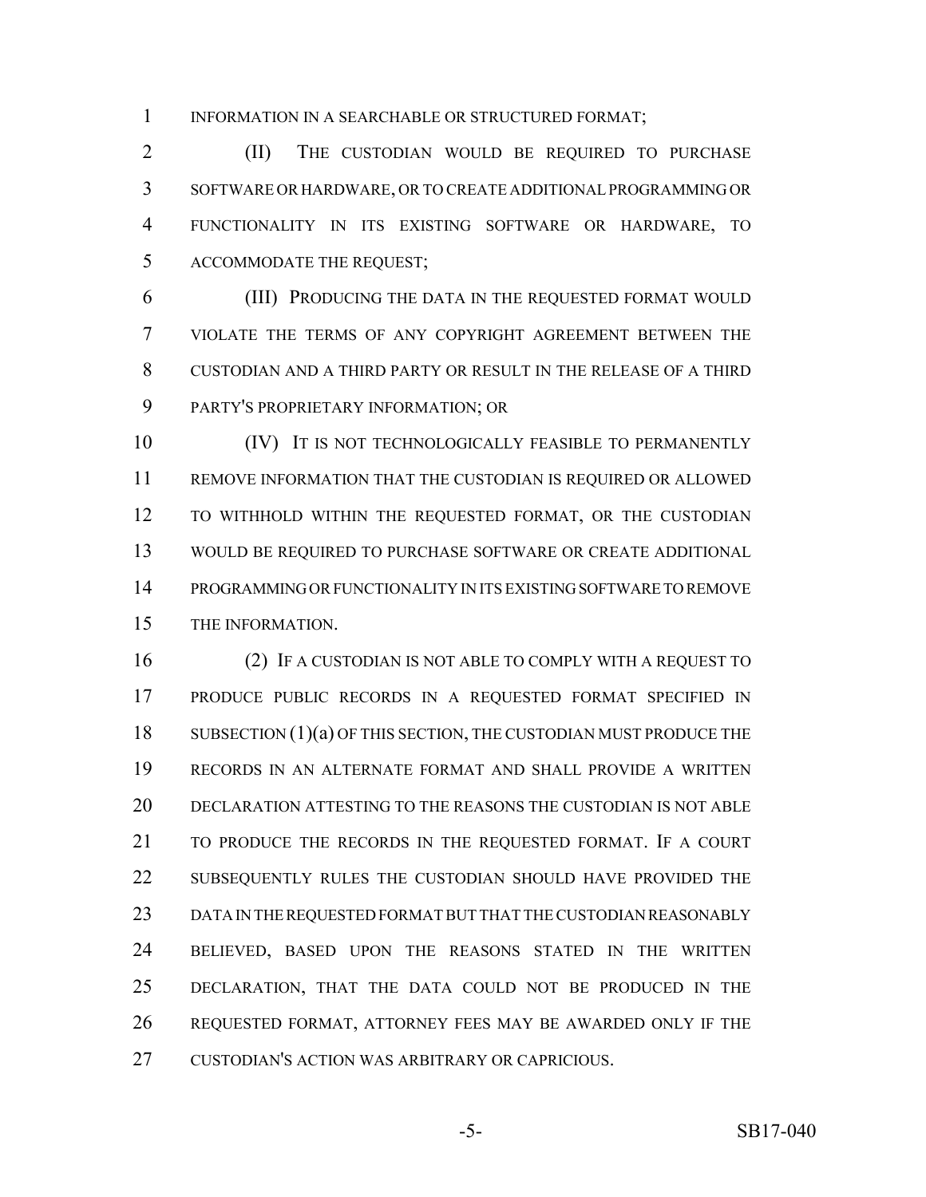INFORMATION IN A SEARCHABLE OR STRUCTURED FORMAT;

(II) THE CUSTODIAN WOULD BE REQUIRED TO PURCHASE SOFTWARE OR HARDWARE, OR TO CREATE ADDITIONAL PROGRAMMING OR FUNCTIONALITY IN ITS EXISTING SOFTWARE OR HARDWARE, TO ACCOMMODATE THE REQUEST;

(III) PRODUCING THE DATA IN THE REQUESTED FORMAT WOULD VIOLATE THE TERMS OF ANY COPYRIGHT AGREEMENT BETWEEN THE CUSTODIAN AND A THIRD PARTY OR RESULT IN THE RELEASE OF A THIRD PARTY'S PROPRIETARY INFORMATION; OR

(IV) IT IS NOT TECHNOLOGICALLY FEASIBLE TO PERMANENTLY REMOVE INFORMATION THAT THE CUSTODIAN IS REQUIRED OR ALLOWED TO WITHHOLD WITHIN THE REQUESTED FORMAT, OR THE CUSTODIAN WOULD BE REQUIRED TO PURCHASE SOFTWARE OR CREATE ADDITIONAL PROGRAMMING OR FUNCTIONALITY IN ITS EXISTING SOFTWARE TO REMOVE THE INFORMATION.

(2) IF A CUSTODIAN IS NOT ABLE TO COMPLY WITH A REQUEST TO PRODUCE PUBLIC RECORDS IN A REQUESTED FORMAT SPECIFIED IN SUBSECTION (1)(a) OF THIS SECTION, THE CUSTODIAN MUST PRODUCE THE RECORDS IN AN ALTERNATE FORMAT AND SHALL PROVIDE A WRITTEN DECLARATION ATTESTING TO THE REASONS THE CUSTODIAN IS NOT ABLE TO PRODUCE THE RECORDS IN THE REQUESTED FORMAT. IF A COURT SUBSEQUENTLY RULES THE CUSTODIAN SHOULD HAVE PROVIDED THE DATA IN THE REQUESTED FORMAT BUT THAT THE CUSTODIAN REASONABLY BELIEVED, BASED UPON THE REASONS STATED IN THE WRITTEN DECLARATION, THAT THE DATA COULD NOT BE PRODUCED IN THE REQUESTED FORMAT, ATTORNEY FEES MAY BE AWARDED ONLY IF THE CUSTODIAN'S ACTION WAS ARBITRARY OR CAPRICIOUS.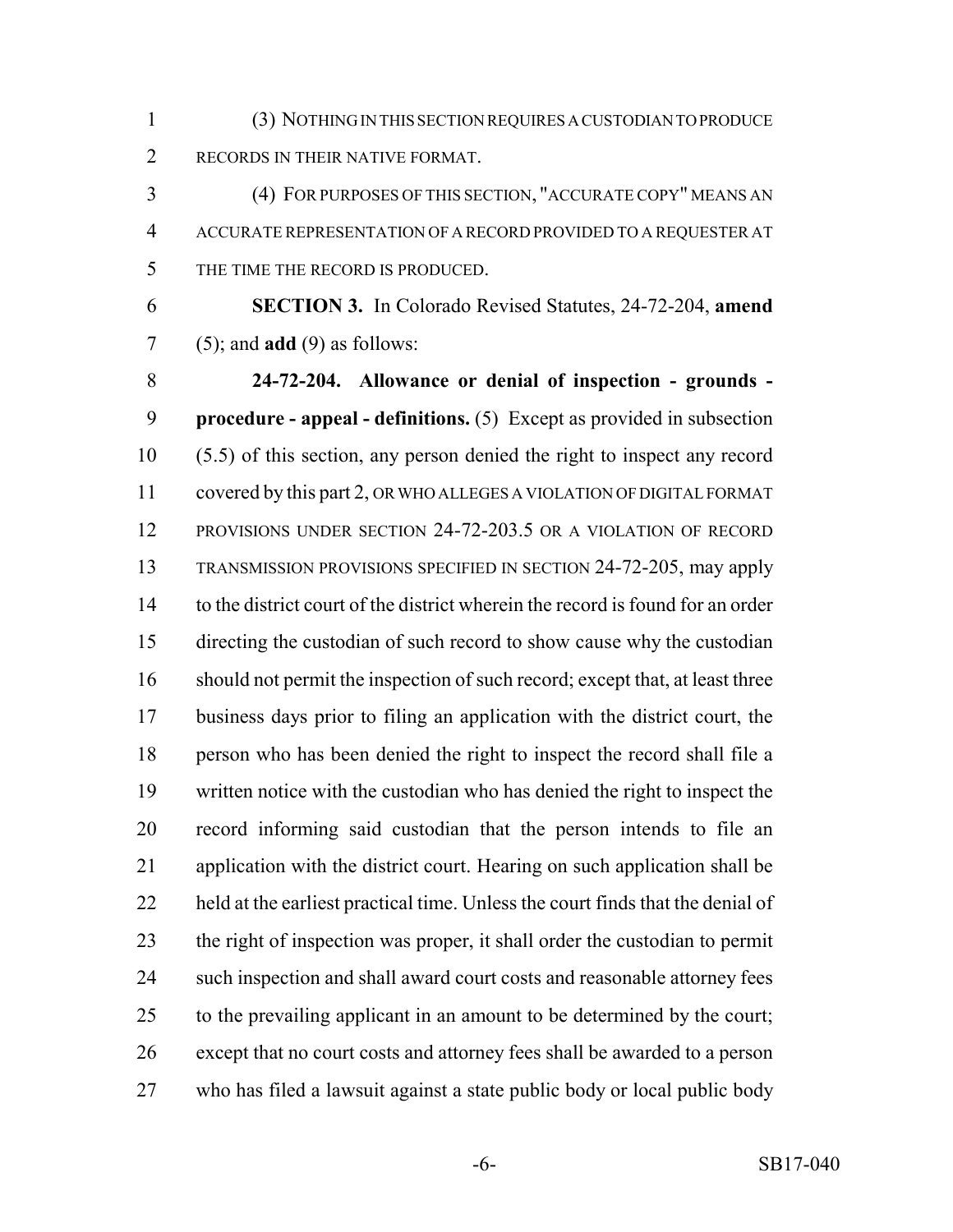(3) NOTHING IN THIS SECTION REQUIRES A CUSTODIAN TO PRODUCE RECORDS IN THEIR NATIVE FORMAT.

(4) FOR PURPOSES OF THIS SECTION, "ACCURATE COPY" MEANS AN ACCURATE REPRESENTATION OF A RECORD PROVIDED TO A REQUESTER AT THE TIME THE RECORD IS PRODUCED.

**SECTION 3.** In Colorado Revised Statutes, 24-72-204, **amend** (5); and **add** (9) as follows:

**24-72-204. Allowance or denial of inspection - grounds - procedure - appeal - definitions.** (5) Except as provided in subsection (5.5) of this section, any person denied the right to inspect any record covered by this part 2, OR WHO ALLEGES A VIOLATION OF DIGITAL FORMAT PROVISIONS UNDER SECTION 24-72-203.5 OR A VIOLATION OF RECORD TRANSMISSION PROVISIONS SPECIFIED IN SECTION 24-72-205, may apply to the district court of the district wherein the record is found for an order directing the custodian of such record to show cause why the custodian should not permit the inspection of such record; except that, at least three business days prior to filing an application with the district court, the person who has been denied the right to inspect the record shall file a written notice with the custodian who has denied the right to inspect the record informing said custodian that the person intends to file an application with the district court. Hearing on such application shall be held at the earliest practical time. Unless the court finds that the denial of the right of inspection was proper, it shall order the custodian to permit such inspection and shall award court costs and reasonable attorney fees to the prevailing applicant in an amount to be determined by the court; except that no court costs and attorney fees shall be awarded to a person who has filed a lawsuit against a state public body or local public body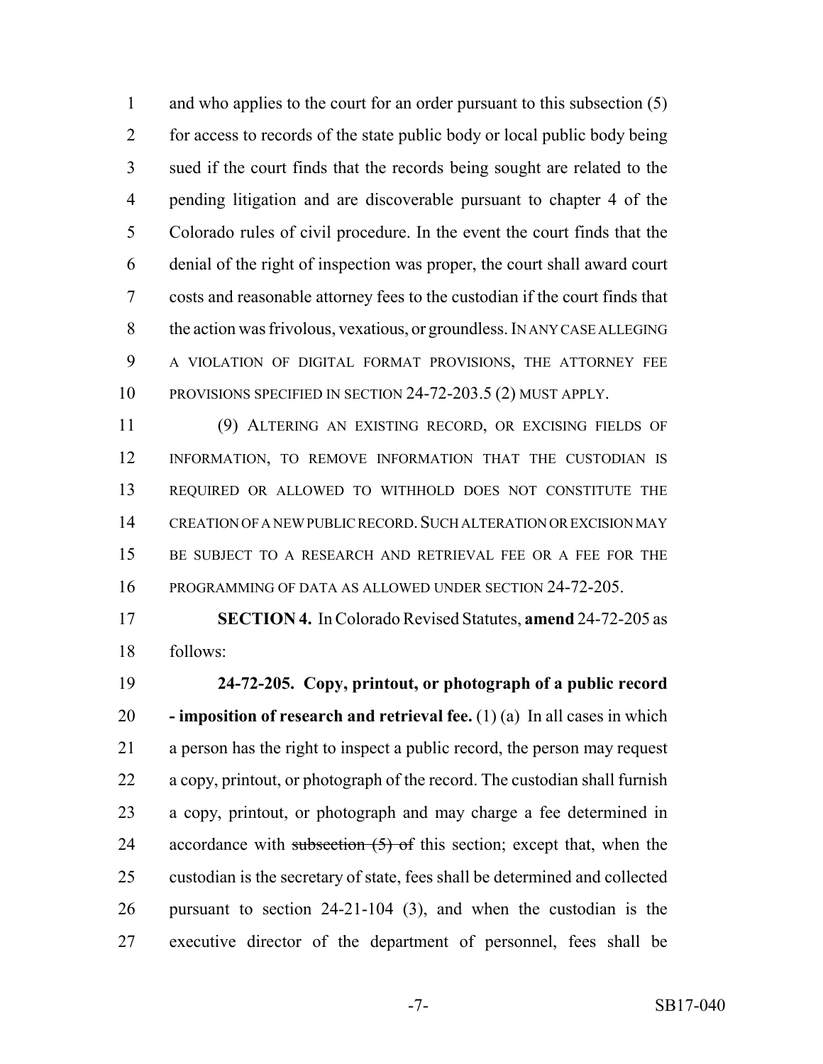and who applies to the court for an order pursuant to this subsection (5) for access to records of the state public body or local public body being sued if the court finds that the records being sought are related to the pending litigation and are discoverable pursuant to chapter 4 of the Colorado rules of civil procedure. In the event the court finds that the denial of the right of inspection was proper, the court shall award court costs and reasonable attorney fees to the custodian if the court finds that the action was frivolous, vexatious, or groundless. IN ANY CASE ALLEGING A VIOLATION OF DIGITAL FORMAT PROVISIONS, THE ATTORNEY FEE PROVISIONS SPECIFIED IN SECTION 24-72-203.5 (2) MUST APPLY.

(9) ALTERING AN EXISTING RECORD, OR EXCISING FIELDS OF INFORMATION, TO REMOVE INFORMATION THAT THE CUSTODIAN IS REQUIRED OR ALLOWED TO WITHHOLD DOES NOT CONSTITUTE THE CREATION OF A NEW PUBLIC RECORD. SUCH ALTERATION OR EXCISION MAY BE SUBJECT TO A RESEARCH AND RETRIEVAL FEE OR A FEE FOR THE PROGRAMMING OF DATA AS ALLOWED UNDER SECTION 24-72-205.

**SECTION 4.** In Colorado Revised Statutes, **amend** 24-72-205 as follows:

**24-72-205. Copy, printout, or photograph of a public record - imposition of research and retrieval fee.** (1) (a) In all cases in which a person has the right to inspect a public record, the person may request a copy, printout, or photograph of the record. The custodian shall furnish a copy, printout, or photograph and may charge a fee determined in accordance with ~~subsection (5) of~~ this section; except that, when the custodian is the secretary of state, fees shall be determined and collected pursuant to section 24-21-104 (3), and when the custodian is the executive director of the department of personnel, fees shall be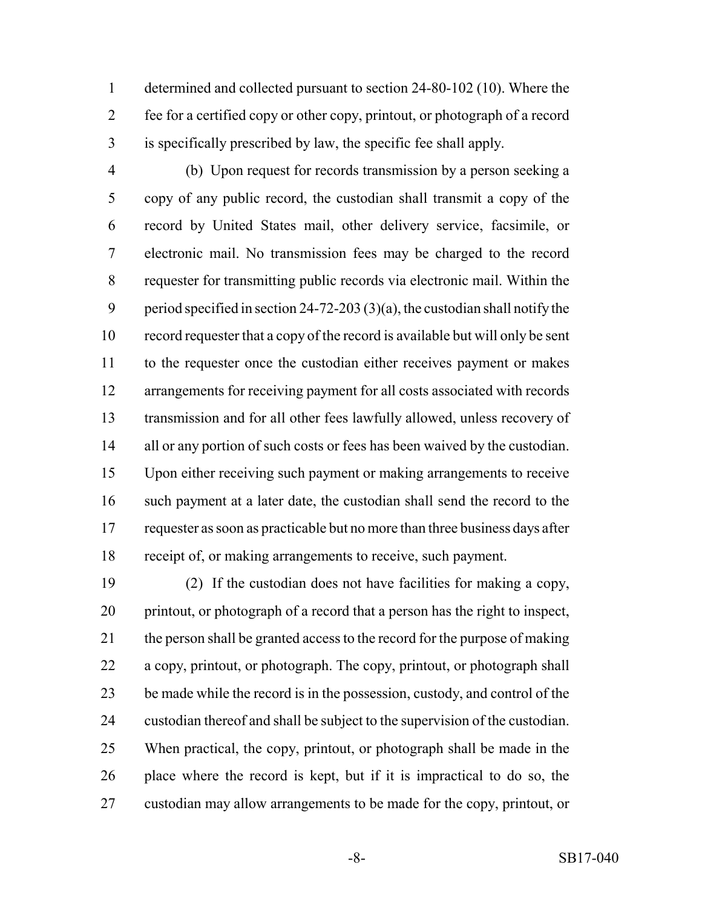determined and collected pursuant to section 24-80-102 (10). Where the fee for a certified copy or other copy, printout, or photograph of a record is specifically prescribed by law, the specific fee shall apply.

(b) Upon request for records transmission by a person seeking a copy of any public record, the custodian shall transmit a copy of the record by United States mail, other delivery service, facsimile, or electronic mail. No transmission fees may be charged to the record requester for transmitting public records via electronic mail. Within the period specified in section 24-72-203 (3)(a), the custodian shall notify the record requester that a copy of the record is available but will only be sent to the requester once the custodian either receives payment or makes arrangements for receiving payment for all costs associated with records transmission and for all other fees lawfully allowed, unless recovery of all or any portion of such costs or fees has been waived by the custodian. Upon either receiving such payment or making arrangements to receive such payment at a later date, the custodian shall send the record to the requester as soon as practicable but no more than three business days after receipt of, or making arrangements to receive, such payment.

(2) If the custodian does not have facilities for making a copy, printout, or photograph of a record that a person has the right to inspect, the person shall be granted access to the record for the purpose of making a copy, printout, or photograph. The copy, printout, or photograph shall be made while the record is in the possession, custody, and control of the custodian thereof and shall be subject to the supervision of the custodian. When practical, the copy, printout, or photograph shall be made in the place where the record is kept, but if it is impractical to do so, the custodian may allow arrangements to be made for the copy, printout, or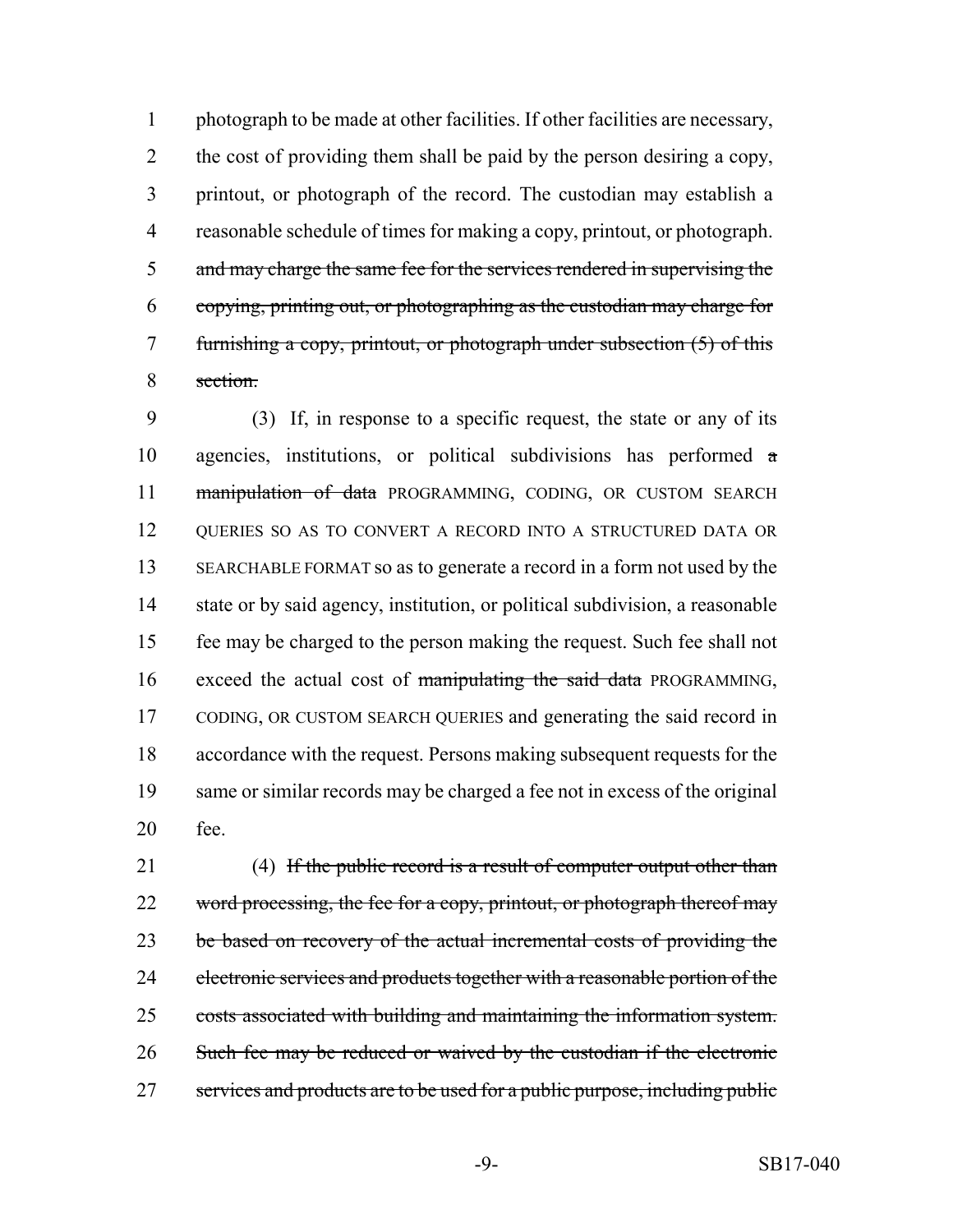photograph to be made at other facilities. If other facilities are necessary, the cost of providing them shall be paid by the person desiring a copy, printout, or photograph of the record. The custodian may establish a reasonable schedule of times for making a copy, printout, or photograph. ~~and may charge the same fee for the services rendered in supervising the copying, printing out, or photographing as the custodian may charge for furnishing a copy, printout, or photograph under subsection (5) of this section.~~

(3) If, in response to a specific request, the state or any of its agencies, institutions, or political subdivisions has performed ~~a manipulation of data~~ PROGRAMMING, CODING, OR CUSTOM SEARCH QUERIES SO AS TO CONVERT A RECORD INTO A STRUCTURED DATA OR SEARCHABLE FORMAT so as to generate a record in a form not used by the state or by said agency, institution, or political subdivision, a reasonable fee may be charged to the person making the request. Such fee shall not exceed the actual cost of ~~manipulating the said data~~ PROGRAMMING, CODING, OR CUSTOM SEARCH QUERIES and generating the said record in accordance with the request. Persons making subsequent requests for the same or similar records may be charged a fee not in excess of the original fee.

(4) ~~If the public record is a result of computer output other than word processing, the fee for a copy, printout, or photograph thereof may be based on recovery of the actual incremental costs of providing the electronic services and products together with a reasonable portion of the costs associated with building and maintaining the information system. Such fee may be reduced or waived by the custodian if the electronic services and products are to be used for a public purpose, including public~~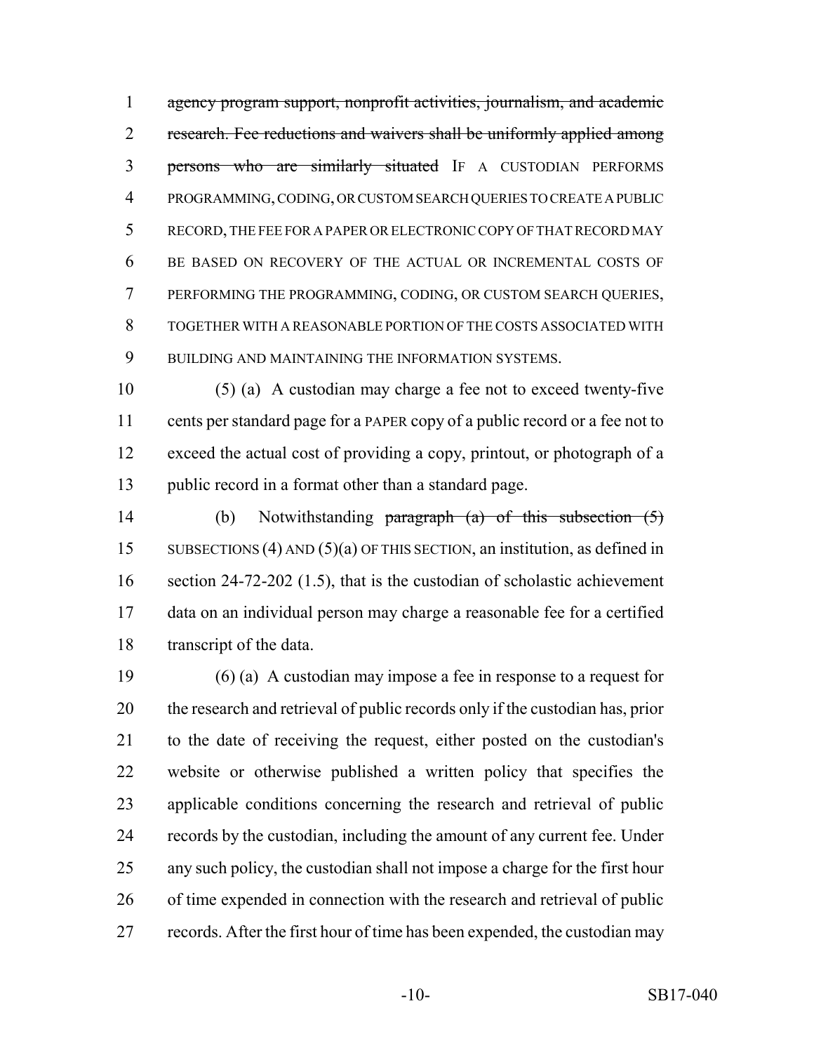~~agency program support, nonprofit activities, journalism, and academic research. Fee reductions and waivers shall be uniformly applied among persons who are similarly situated~~ IF A CUSTODIAN PERFORMS PROGRAMMING, CODING, OR CUSTOM SEARCH QUERIES TO CREATE A PUBLIC RECORD, THE FEE FOR A PAPER OR ELECTRONIC COPY OF THAT RECORD MAY BE BASED ON RECOVERY OF THE ACTUAL OR INCREMENTAL COSTS OF PERFORMING THE PROGRAMMING, CODING, OR CUSTOM SEARCH QUERIES, TOGETHER WITH A REASONABLE PORTION OF THE COSTS ASSOCIATED WITH BUILDING AND MAINTAINING THE INFORMATION SYSTEMS.

(5) (a) A custodian may charge a fee not to exceed twenty-five cents per standard page for a PAPER copy of a public record or a fee not to exceed the actual cost of providing a copy, printout, or photograph of a public record in a format other than a standard page.

(b) Notwithstanding ~~paragraph (a) of this subsection (5)~~ SUBSECTIONS (4) AND (5)(a) OF THIS SECTION, an institution, as defined in section 24-72-202 (1.5), that is the custodian of scholastic achievement data on an individual person may charge a reasonable fee for a certified transcript of the data.

(6) (a) A custodian may impose a fee in response to a request for the research and retrieval of public records only if the custodian has, prior to the date of receiving the request, either posted on the custodian's website or otherwise published a written policy that specifies the applicable conditions concerning the research and retrieval of public records by the custodian, including the amount of any current fee. Under any such policy, the custodian shall not impose a charge for the first hour of time expended in connection with the research and retrieval of public records. After the first hour of time has been expended, the custodian may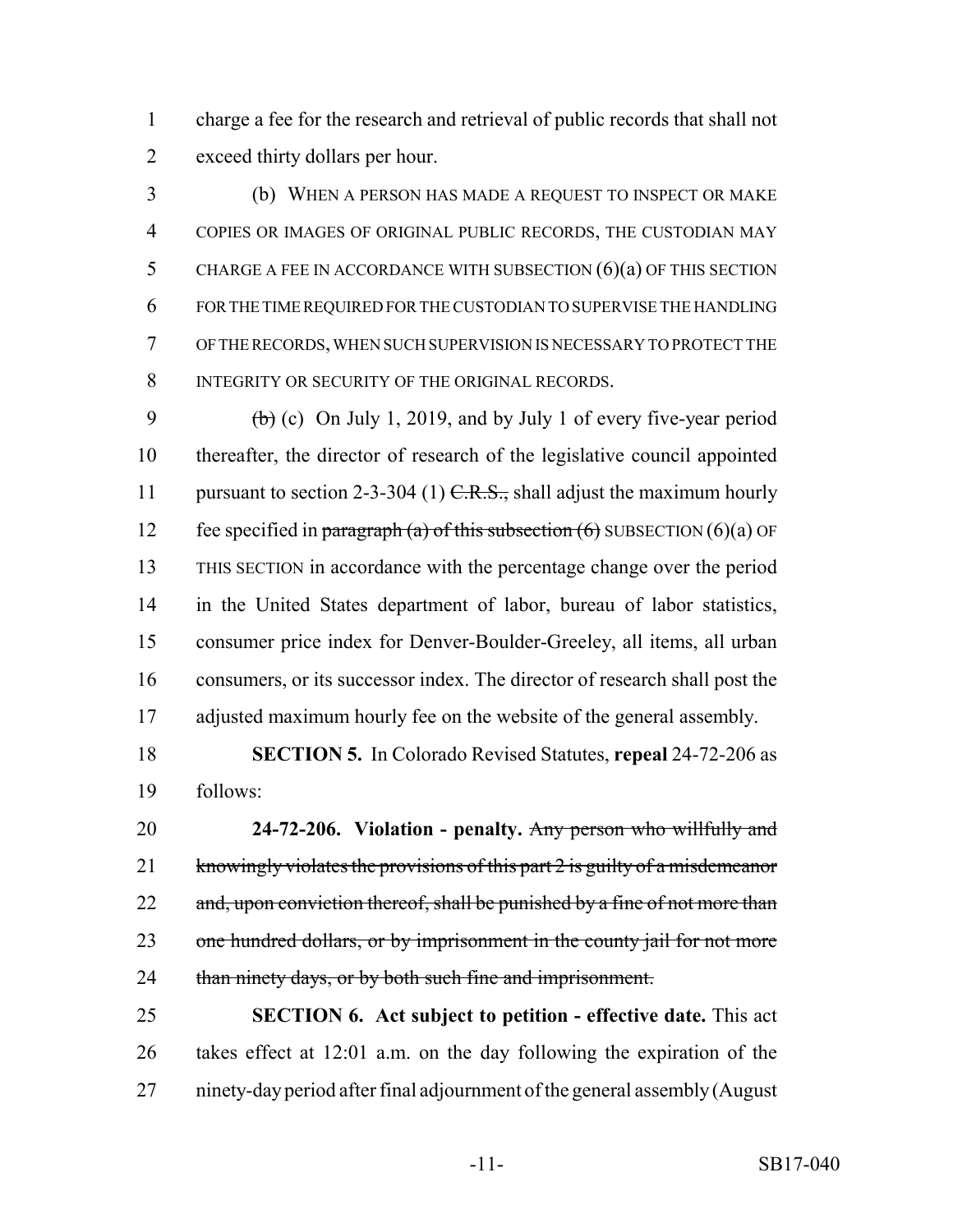charge a fee for the research and retrieval of public records that shall not exceed thirty dollars per hour.

(b) WHEN A PERSON HAS MADE A REQUEST TO INSPECT OR MAKE COPIES OR IMAGES OF ORIGINAL PUBLIC RECORDS, THE CUSTODIAN MAY CHARGE A FEE IN ACCORDANCE WITH SUBSECTION (6)(a) OF THIS SECTION FOR THE TIME REQUIRED FOR THE CUSTODIAN TO SUPERVISE THE HANDLING OF THE RECORDS, WHEN SUCH SUPERVISION IS NECESSARY TO PROTECT THE INTEGRITY OR SECURITY OF THE ORIGINAL RECORDS.

~~(b)~~ (c) On July 1, 2019, and by July 1 of every five-year period thereafter, the director of research of the legislative council appointed pursuant to section 2-3-304 (1) ~~C.R.S.,~~ shall adjust the maximum hourly fee specified in ~~paragraph (a) of this subsection (6)~~ SUBSECTION (6)(a) OF THIS SECTION in accordance with the percentage change over the period in the United States department of labor, bureau of labor statistics, consumer price index for Denver-Boulder-Greeley, all items, all urban consumers, or its successor index. The director of research shall post the adjusted maximum hourly fee on the website of the general assembly.

**SECTION 5.** In Colorado Revised Statutes, **repeal** 24-72-206 as follows:

**24-72-206. Violation - penalty.** ~~Any person who willfully and knowingly violates the provisions of this part 2 is guilty of a misdemeanor and, upon conviction thereof, shall be punished by a fine of not more than one hundred dollars, or by imprisonment in the county jail for not more than ninety days, or by both such fine and imprisonment.~~

**SECTION 6. Act subject to petition - effective date.** This act takes effect at 12:01 a.m. on the day following the expiration of the ninety-day period after final adjournment of the general assembly (August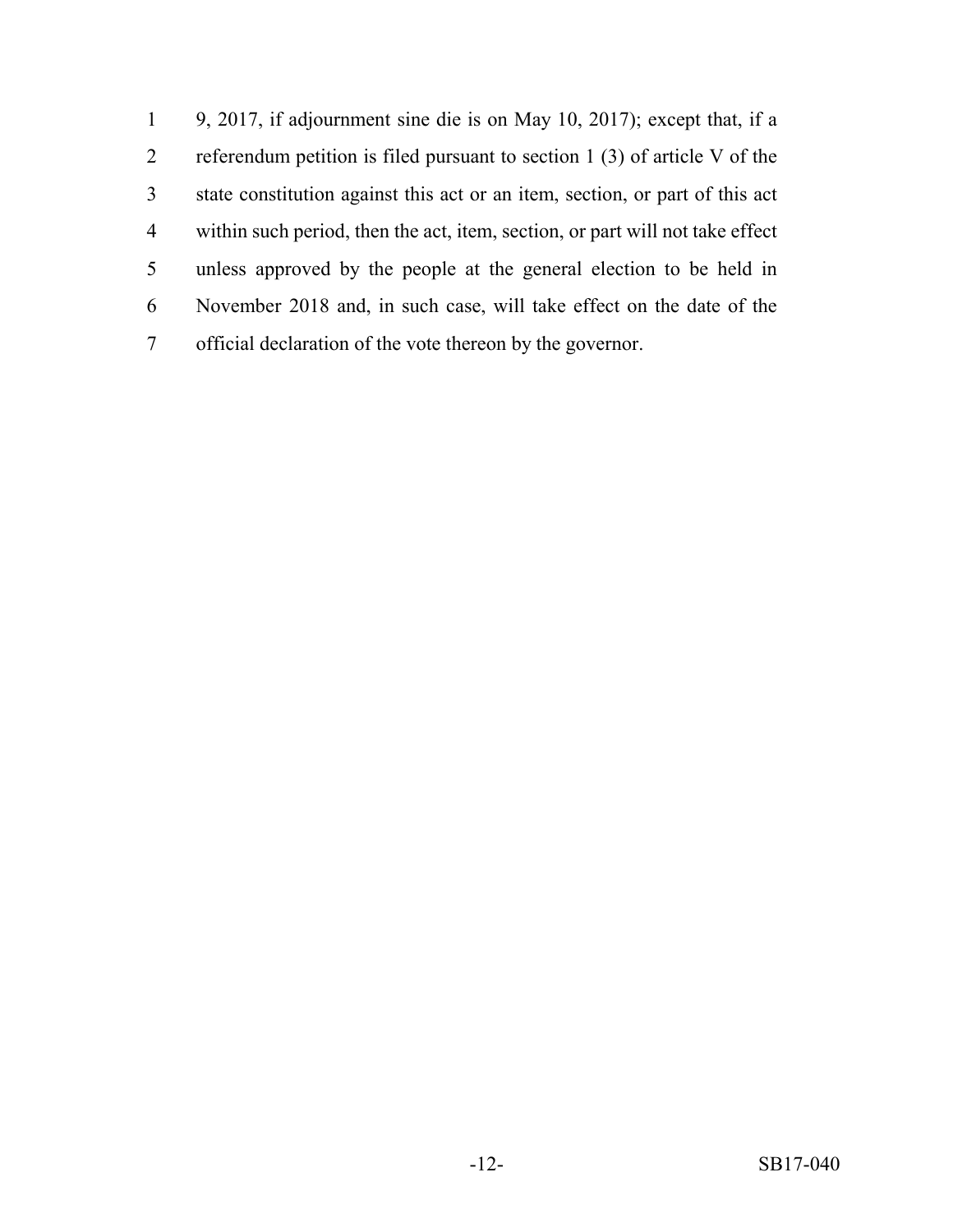9, 2017, if adjournment sine die is on May 10, 2017); except that, if a referendum petition is filed pursuant to section 1 (3) of article V of the state constitution against this act or an item, section, or part of this act within such period, then the act, item, section, or part will not take effect unless approved by the people at the general election to be held in November 2018 and, in such case, will take effect on the date of the official declaration of the vote thereon by the governor.